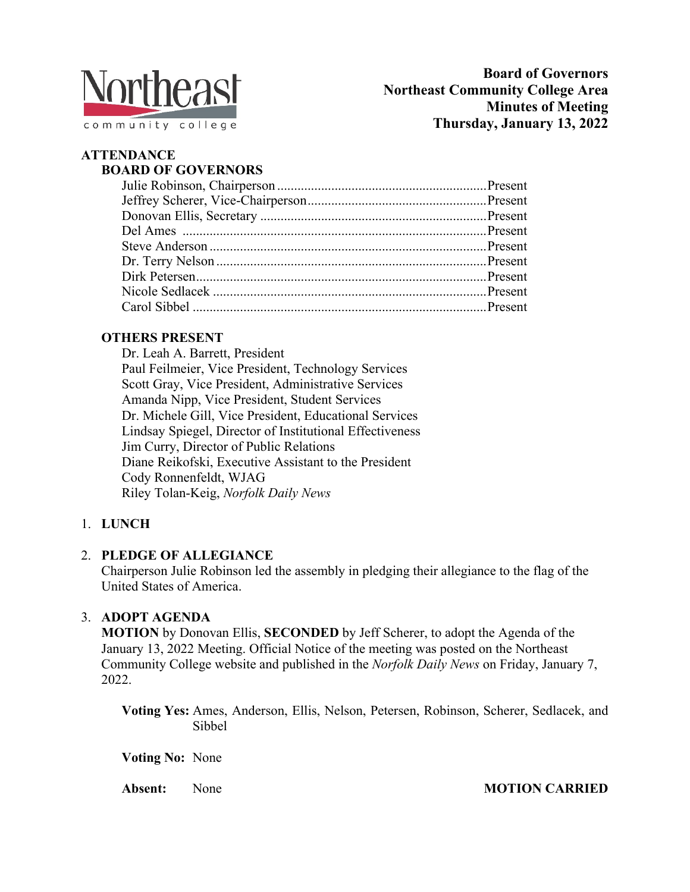**Board of Governors**
**Northeast Community College Area**
**Minutes of Meeting**
**Thursday, January 13, 2022**

## ATTENDANCE

### BOARD OF GOVERNORS

| Name | Status |
|---|---|
| Julie Robinson, Chairperson | Present |
| Jeffrey Scherer, Vice-Chairperson | Present |
| Donovan Ellis, Secretary | Present |
| Del Ames | Present |
| Steve Anderson | Present |
| Dr. Terry Nelson | Present |
| Dirk Petersen | Present |
| Nicole Sedlacek | Present |
| Carol Sibbel | Present |

### OTHERS PRESENT

Dr. Leah A. Barrett, President
Paul Feilmeier, Vice President, Technology Services
Scott Gray, Vice President, Administrative Services
Amanda Nipp, Vice President, Student Services
Dr. Michele Gill, Vice President, Educational Services
Lindsay Spiegel, Director of Institutional Effectiveness
Jim Curry, Director of Public Relations
Diane Reikofski, Executive Assistant to the President
Cody Ronnenfeldt, WJAG
Riley Tolan-Keig, *Norfolk Daily News*

1. **LUNCH**

2. **PLEDGE OF ALLEGIANCE**
   Chairperson Julie Robinson led the assembly in pledging their allegiance to the flag of the United States of America.

3. **ADOPT AGENDA**
   **MOTION** by Donovan Ellis, **SECONDED** by Jeff Scherer, to adopt the Agenda of the January 13, 2022 Meeting. Official Notice of the meeting was posted on the Northeast Community College website and published in the *Norfolk Daily News* on Friday, January 7, 2022.

   **Voting Yes:** Ames, Anderson, Ellis, Nelson, Petersen, Robinson, Scherer, Sedlacek, and Sibbel

   **Voting No:** None

   **Absent:** None **MOTION CARRIED**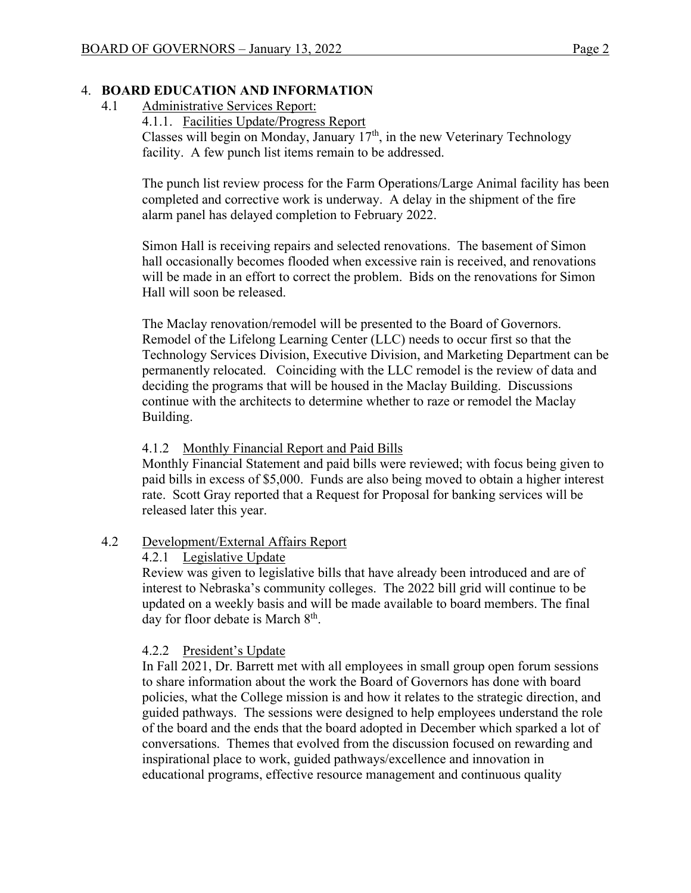## 4. BOARD EDUCATION AND INFORMATION

### 4.1 Administrative Services Report:

#### 4.1.1. Facilities Update/Progress Report

Classes will begin on Monday, January 17th, in the new Veterinary Technology facility. A few punch list items remain to be addressed.

The punch list review process for the Farm Operations/Large Animal facility has been completed and corrective work is underway. A delay in the shipment of the fire alarm panel has delayed completion to February 2022.

Simon Hall is receiving repairs and selected renovations. The basement of Simon hall occasionally becomes flooded when excessive rain is received, and renovations will be made in an effort to correct the problem. Bids on the renovations for Simon Hall will soon be released.

The Maclay renovation/remodel will be presented to the Board of Governors. Remodel of the Lifelong Learning Center (LLC) needs to occur first so that the Technology Services Division, Executive Division, and Marketing Department can be permanently relocated. Coinciding with the LLC remodel is the review of data and deciding the programs that will be housed in the Maclay Building. Discussions continue with the architects to determine whether to raze or remodel the Maclay Building.

#### 4.1.2 Monthly Financial Report and Paid Bills

Monthly Financial Statement and paid bills were reviewed; with focus being given to paid bills in excess of $5,000. Funds are also being moved to obtain a higher interest rate. Scott Gray reported that a Request for Proposal for banking services will be released later this year.

### 4.2 Development/External Affairs Report

#### 4.2.1 Legislative Update

Review was given to legislative bills that have already been introduced and are of interest to Nebraska's community colleges. The 2022 bill grid will continue to be updated on a weekly basis and will be made available to board members. The final day for floor debate is March 8th.

#### 4.2.2 President's Update

In Fall 2021, Dr. Barrett met with all employees in small group open forum sessions to share information about the work the Board of Governors has done with board policies, what the College mission is and how it relates to the strategic direction, and guided pathways. The sessions were designed to help employees understand the role of the board and the ends that the board adopted in December which sparked a lot of conversations. Themes that evolved from the discussion focused on rewarding and inspirational place to work, guided pathways/excellence and innovation in educational programs, effective resource management and continuous quality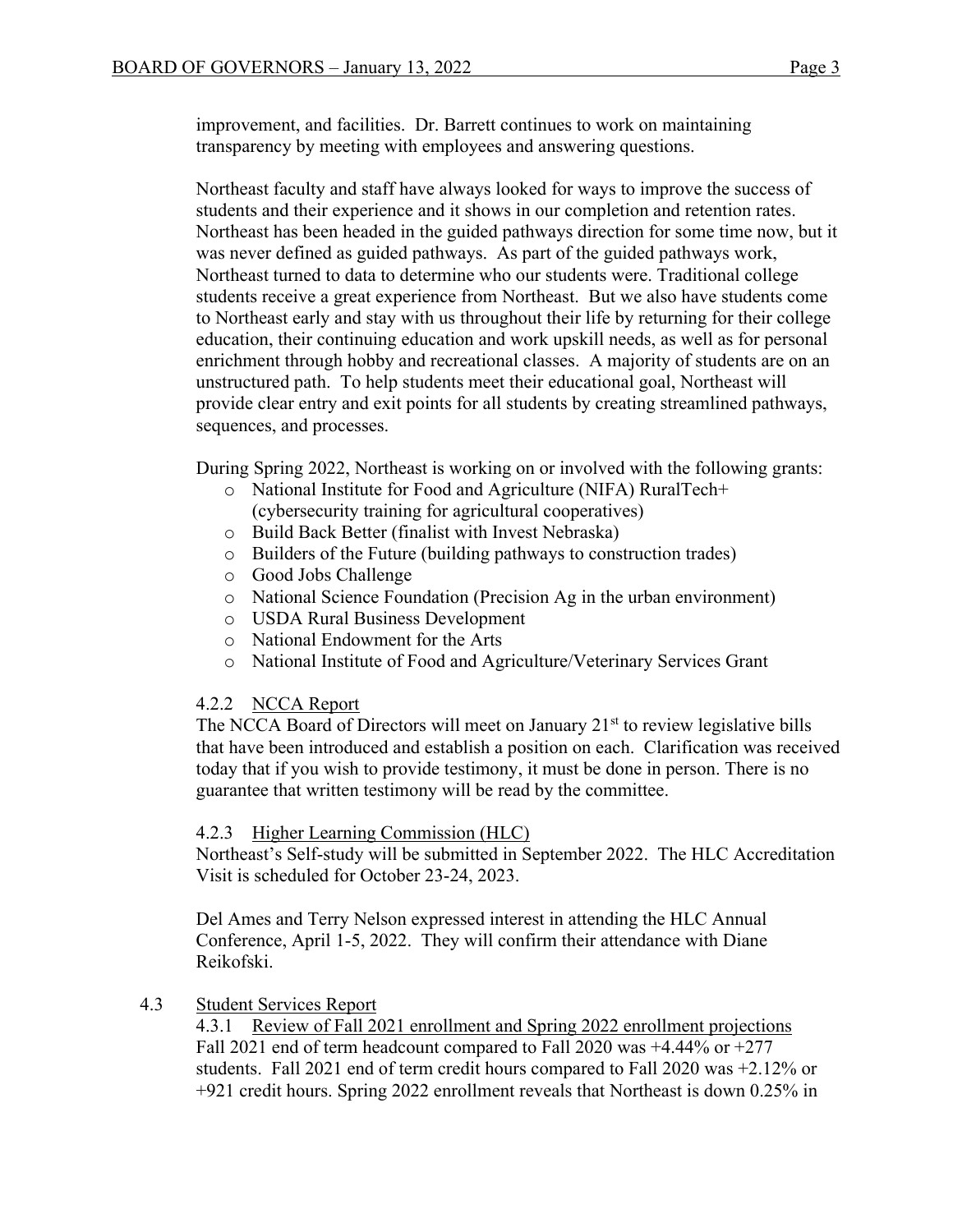improvement, and facilities. Dr. Barrett continues to work on maintaining transparency by meeting with employees and answering questions.

Northeast faculty and staff have always looked for ways to improve the success of students and their experience and it shows in our completion and retention rates. Northeast has been headed in the guided pathways direction for some time now, but it was never defined as guided pathways. As part of the guided pathways work, Northeast turned to data to determine who our students were. Traditional college students receive a great experience from Northeast. But we also have students come to Northeast early and stay with us throughout their life by returning for their college education, their continuing education and work upskill needs, as well as for personal enrichment through hobby and recreational classes. A majority of students are on an unstructured path. To help students meet their educational goal, Northeast will provide clear entry and exit points for all students by creating streamlined pathways, sequences, and processes.

During Spring 2022, Northeast is working on or involved with the following grants:

- National Institute for Food and Agriculture (NIFA) RuralTech+ (cybersecurity training for agricultural cooperatives)
- Build Back Better (finalist with Invest Nebraska)
- Builders of the Future (building pathways to construction trades)
- Good Jobs Challenge
- National Science Foundation (Precision Ag in the urban environment)
- USDA Rural Business Development
- National Endowment for the Arts
- National Institute of Food and Agriculture/Veterinary Services Grant

#### 4.2.2 NCCA Report

The NCCA Board of Directors will meet on January 21st to review legislative bills that have been introduced and establish a position on each. Clarification was received today that if you wish to provide testimony, it must be done in person. There is no guarantee that written testimony will be read by the committee.

#### 4.2.3 Higher Learning Commission (HLC)

Northeast's Self-study will be submitted in September 2022. The HLC Accreditation Visit is scheduled for October 23-24, 2023.

Del Ames and Terry Nelson expressed interest in attending the HLC Annual Conference, April 1-5, 2022. They will confirm their attendance with Diane Reikofski.

### 4.3 Student Services Report

#### 4.3.1 Review of Fall 2021 enrollment and Spring 2022 enrollment projections

Fall 2021 end of term headcount compared to Fall 2020 was +4.44% or +277 students. Fall 2021 end of term credit hours compared to Fall 2020 was +2.12% or +921 credit hours. Spring 2022 enrollment reveals that Northeast is down 0.25% in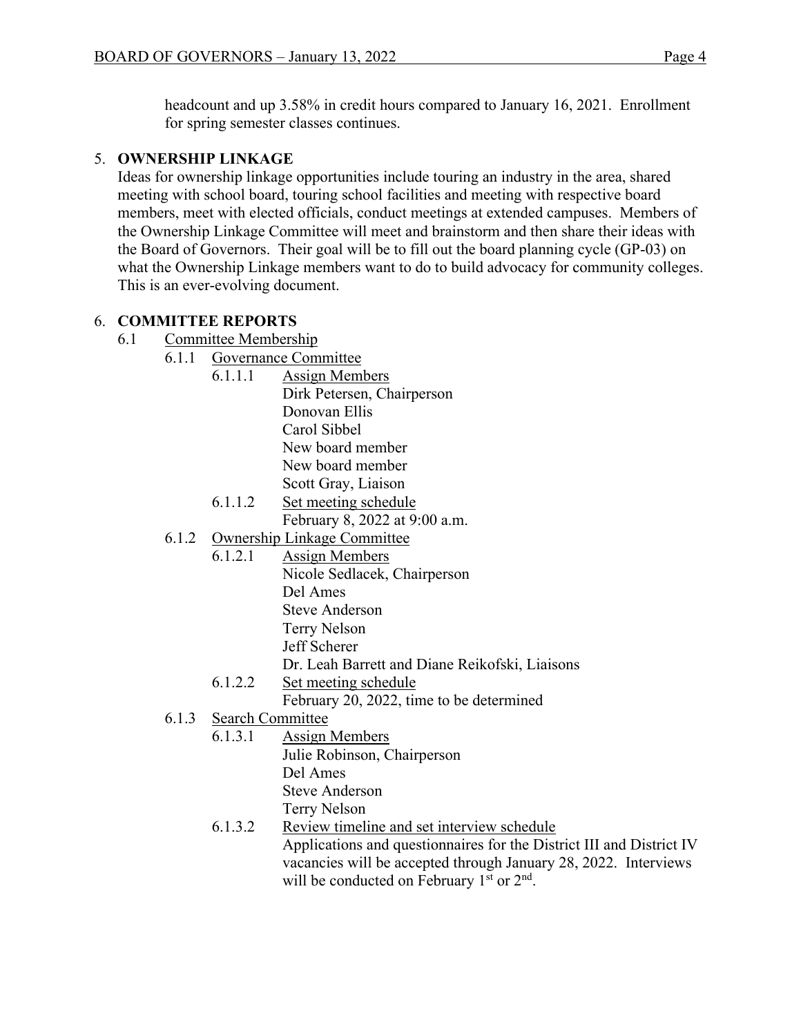headcount and up 3.58% in credit hours compared to January 16, 2021. Enrollment for spring semester classes continues.

5. **OWNERSHIP LINKAGE**

Ideas for ownership linkage opportunities include touring an industry in the area, shared meeting with school board, touring school facilities and meeting with respective board members, meet with elected officials, conduct meetings at extended campuses. Members of the Ownership Linkage Committee will meet and brainstorm and then share their ideas with the Board of Governors. Their goal will be to fill out the board planning cycle (GP-03) on what the Ownership Linkage members want to do to build advocacy for community colleges. This is an ever-evolving document.

6. **COMMITTEE REPORTS**

6.1 Committee Membership

6.1.1 Governance Committee

6.1.1.1 Assign Members

Dirk Petersen, Chairperson
Donovan Ellis
Carol Sibbel
New board member
New board member
Scott Gray, Liaison

6.1.1.2 Set meeting schedule

February 8, 2022 at 9:00 a.m.

6.1.2 Ownership Linkage Committee

6.1.2.1 Assign Members

Nicole Sedlacek, Chairperson
Del Ames
Steve Anderson
Terry Nelson
Jeff Scherer
Dr. Leah Barrett and Diane Reikofski, Liaisons

6.1.2.2 Set meeting schedule

February 20, 2022, time to be determined

6.1.3 Search Committee

6.1.3.1 Assign Members

Julie Robinson, Chairperson
Del Ames
Steve Anderson
Terry Nelson

6.1.3.2 Review timeline and set interview schedule

Applications and questionnaires for the District III and District IV vacancies will be accepted through January 28, 2022. Interviews will be conducted on February 1st or 2nd.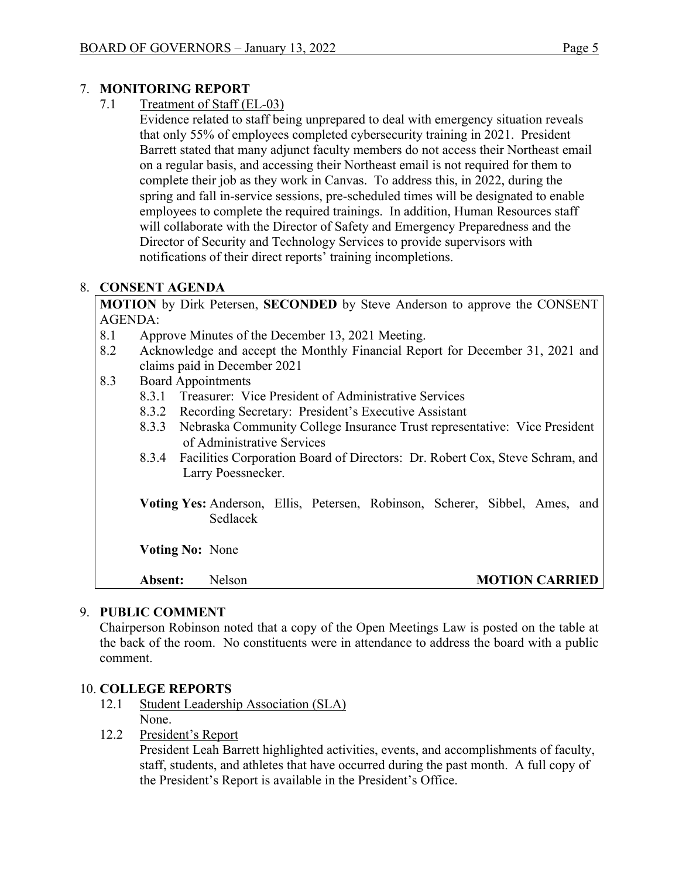## 7. MONITORING REPORT

7.1 Treatment of Staff (EL-03)

Evidence related to staff being unprepared to deal with emergency situation reveals that only 55% of employees completed cybersecurity training in 2021. President Barrett stated that many adjunct faculty members do not access their Northeast email on a regular basis, and accessing their Northeast email is not required for them to complete their job as they work in Canvas. To address this, in 2022, during the spring and fall in-service sessions, pre-scheduled times will be designated to enable employees to complete the required trainings. In addition, Human Resources staff will collaborate with the Director of Safety and Emergency Preparedness and the Director of Security and Technology Services to provide supervisors with notifications of their direct reports' training incompletions.

## 8. CONSENT AGENDA

**MOTION** by Dirk Petersen, **SECONDED** by Steve Anderson to approve the CONSENT AGENDA:

8.1 Approve Minutes of the December 13, 2021 Meeting.

8.2 Acknowledge and accept the Monthly Financial Report for December 31, 2021 and claims paid in December 2021

8.3 Board Appointments

- 8.3.1 Treasurer: Vice President of Administrative Services
- 8.3.2 Recording Secretary: President's Executive Assistant
- 8.3.3 Nebraska Community College Insurance Trust representative: Vice President of Administrative Services
- 8.3.4 Facilities Corporation Board of Directors: Dr. Robert Cox, Steve Schram, and Larry Poessnecker.

**Voting Yes:** Anderson, Ellis, Petersen, Robinson, Scherer, Sibbel, Ames, and Sedlacek

**Voting No:** None

**Absent:** Nelson **MOTION CARRIED**

## 9. PUBLIC COMMENT

Chairperson Robinson noted that a copy of the Open Meetings Law is posted on the table at the back of the room. No constituents were in attendance to address the board with a public comment.

## 10. COLLEGE REPORTS

12.1 Student Leadership Association (SLA)

None.

12.2 President's Report

President Leah Barrett highlighted activities, events, and accomplishments of faculty, staff, students, and athletes that have occurred during the past month. A full copy of the President's Report is available in the President's Office.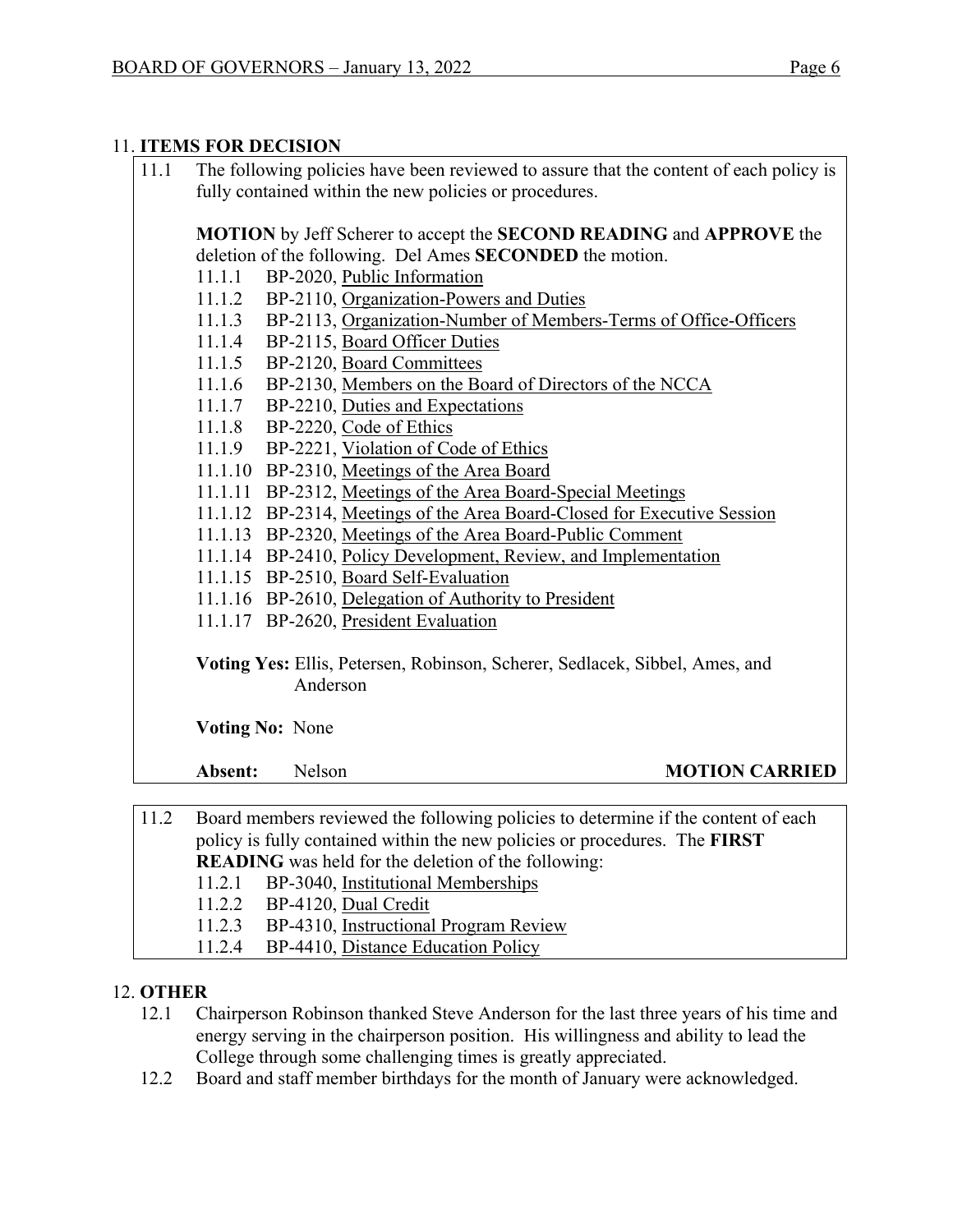## 11. ITEMS FOR DECISION

11.1 The following policies have been reviewed to assure that the content of each policy is fully contained within the new policies or procedures.

**MOTION** by Jeff Scherer to accept the **SECOND READING** and **APPROVE** the deletion of the following. Del Ames **SECONDED** the motion.

- 11.1.1 BP-2020, Public Information
- 11.1.2 BP-2110, Organization-Powers and Duties
- 11.1.3 BP-2113, Organization-Number of Members-Terms of Office-Officers
- 11.1.4 BP-2115, Board Officer Duties
- 11.1.5 BP-2120, Board Committees
- 11.1.6 BP-2130, Members on the Board of Directors of the NCCA
- 11.1.7 BP-2210, Duties and Expectations
- 11.1.8 BP-2220, Code of Ethics
- 11.1.9 BP-2221, Violation of Code of Ethics
- 11.1.10 BP-2310, Meetings of the Area Board
- 11.1.11 BP-2312, Meetings of the Area Board-Special Meetings
- 11.1.12 BP-2314, Meetings of the Area Board-Closed for Executive Session
- 11.1.13 BP-2320, Meetings of the Area Board-Public Comment
- 11.1.14 BP-2410, Policy Development, Review, and Implementation
- 11.1.15 BP-2510, Board Self-Evaluation
- 11.1.16 BP-2610, Delegation of Authority to President
- 11.1.17 BP-2620, President Evaluation

**Voting Yes:** Ellis, Petersen, Robinson, Scherer, Sedlacek, Sibbel, Ames, and Anderson

**Voting No:** None

**Absent:** Nelson **MOTION CARRIED**

11.2 Board members reviewed the following policies to determine if the content of each policy is fully contained within the new policies or procedures. The **FIRST READING** was held for the deletion of the following:

- 11.2.1 BP-3040, Institutional Memberships
- 11.2.2 BP-4120, Dual Credit
- 11.2.3 BP-4310, Instructional Program Review
- 11.2.4 BP-4410, Distance Education Policy

## 12. OTHER

12.1 Chairperson Robinson thanked Steve Anderson for the last three years of his time and energy serving in the chairperson position. His willingness and ability to lead the College through some challenging times is greatly appreciated.

12.2 Board and staff member birthdays for the month of January were acknowledged.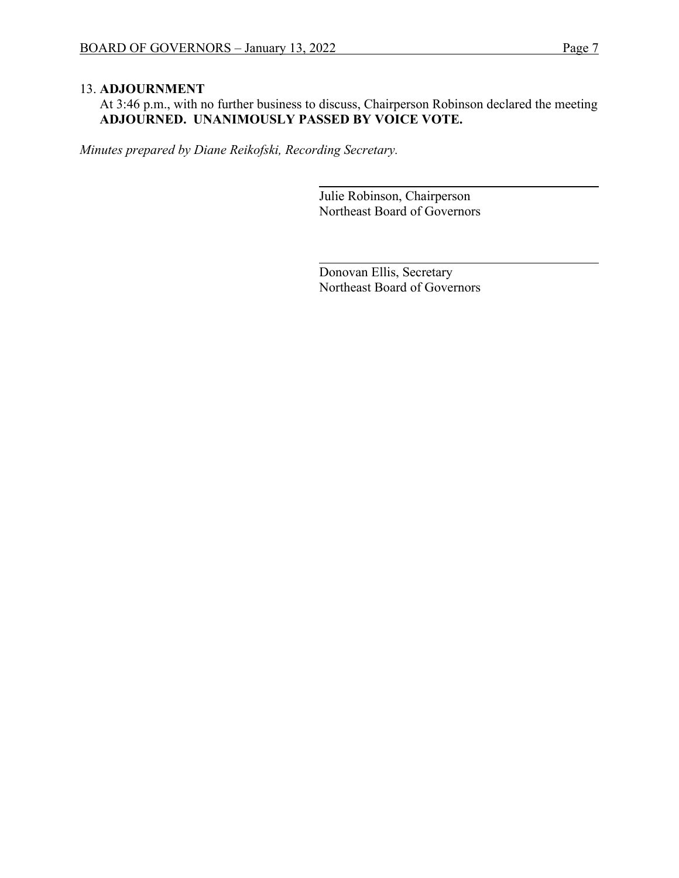13. **ADJOURNMENT**

At 3:46 p.m., with no further business to discuss, Chairperson Robinson declared the meeting **ADJOURNED. UNANIMOUSLY PASSED BY VOICE VOTE.**

*Minutes prepared by Diane Reikofski, Recording Secretary.*

Julie Robinson, Chairperson
Northeast Board of Governors

Donovan Ellis, Secretary
Northeast Board of Governors